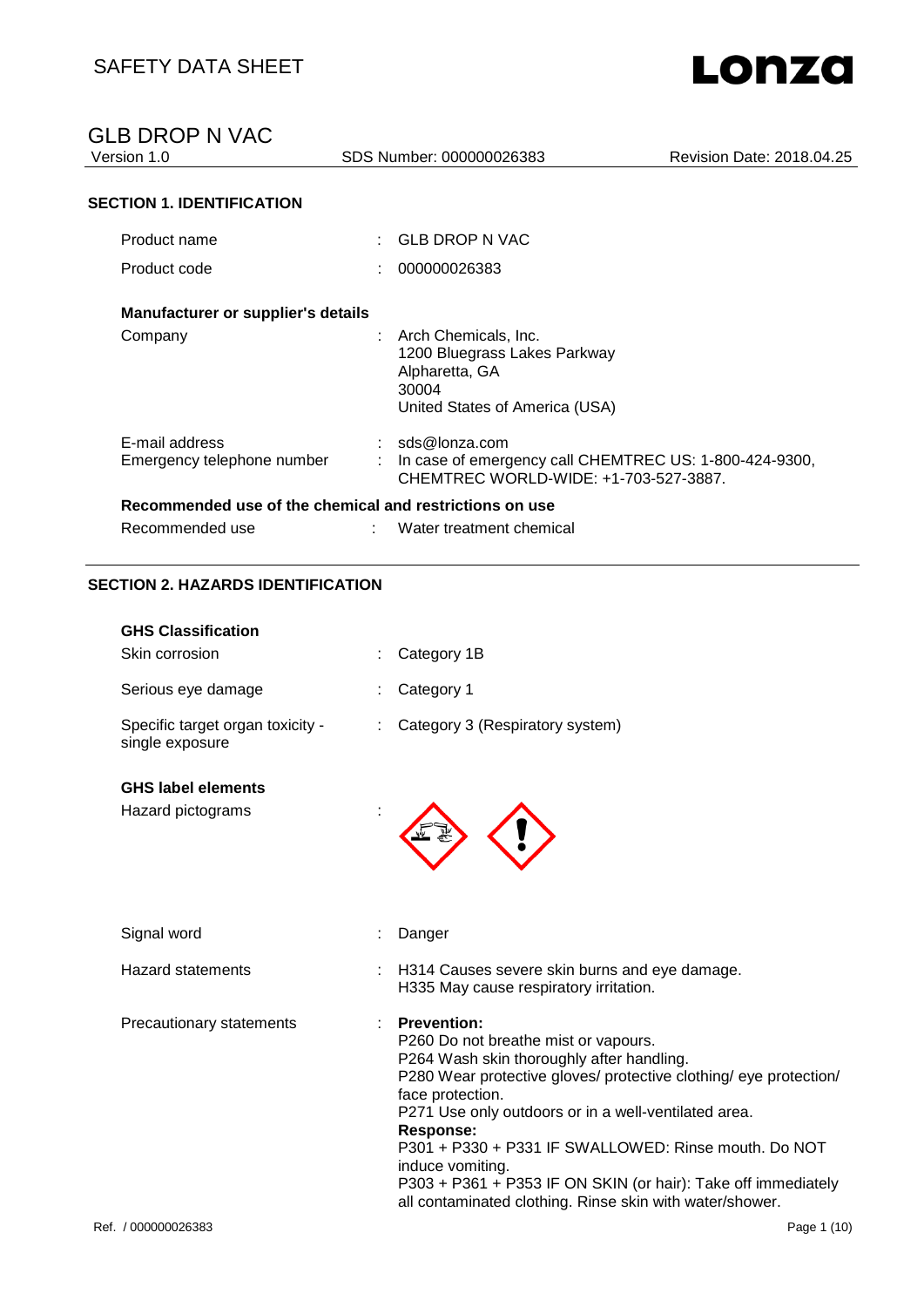# SAFETY DATA SHEET

## GLB DROP N VAC

Version 1.0 | SDS Number: 000000026383 | Revision Date: 2018.04.25

### SECTION 1. IDENTIFICATION

| | |
|---|---|
| Product name | : GLB DROP N VAC |
| Product code | : 000000026383 |

**Manufacturer or supplier's details**

| | |
|---|---|
| Company | : Arch Chemicals, Inc.<br>1200 Bluegrass Lakes Parkway<br>Alpharetta, GA<br>30004<br>United States of America (USA) |
| E-mail address | : sds@lonza.com |
| Emergency telephone number | : In case of emergency call CHEMTREC US: 1-800-424-9300, CHEMTREC WORLD-WIDE: +1-703-527-3887. |

**Recommended use of the chemical and restrictions on use**

| | |
|---|---|
| Recommended use | : Water treatment chemical |

### SECTION 2. HAZARDS IDENTIFICATION

**GHS Classification**

| | |
|---|---|
| Skin corrosion | : Category 1B |
| Serious eye damage | : Category 1 |
| Specific target organ toxicity - single exposure | : Category 3 (Respiratory system) |

**GHS label elements**

Hazard pictograms :

Signal word : Danger

Hazard statements : H314 Causes severe skin burns and eye damage.
H335 May cause respiratory irritation.

Precautionary statements :

**Prevention:**
P260 Do not breathe mist or vapours.
P264 Wash skin thoroughly after handling.
P280 Wear protective gloves/ protective clothing/ eye protection/ face protection.
P271 Use only outdoors or in a well-ventilated area.

**Response:**
P301 + P330 + P331 IF SWALLOWED: Rinse mouth. Do NOT induce vomiting.
P303 + P361 + P353 IF ON SKIN (or hair): Take off immediately all contaminated clothing. Rinse skin with water/shower.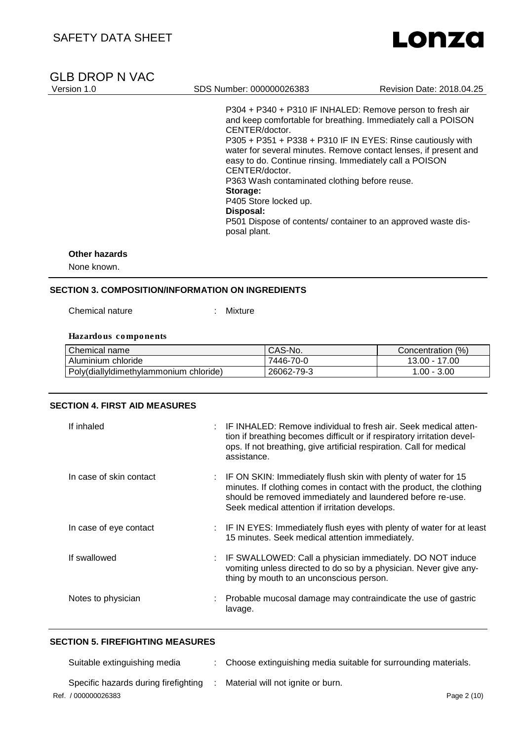P304 + P340 + P310 IF INHALED: Remove person to fresh air and keep comfortable for breathing. Immediately call a POISON CENTER/doctor.
P305 + P351 + P338 + P310 IF IN EYES: Rinse cautiously with water for several minutes. Remove contact lenses, if present and easy to do. Continue rinsing. Immediately call a POISON CENTER/doctor.
P363 Wash contaminated clothing before reuse.

**Storage:**
P405 Store locked up.

**Disposal:**
P501 Dispose of contents/ container to an approved waste disposal plant.

**Other hazards**

None known.

## SECTION 3. COMPOSITION/INFORMATION ON INGREDIENTS

Chemical nature : Mixture

**Hazardous components**

| Chemical name | CAS-No. | Concentration (%) |
| --- | --- | --- |
| Aluminium chloride | 7446-70-0 | 13.00 - 17.00 |
| Poly(diallyldimethylammonium chloride) | 26062-79-3 | 1.00 - 3.00 |

## SECTION 4. FIRST AID MEASURES

If inhaled : IF INHALED: Remove individual to fresh air. Seek medical attention if breathing becomes difficult or if respiratory irritation develops. If not breathing, give artificial respiration. Call for medical assistance.

In case of skin contact : IF ON SKIN: Immediately flush skin with plenty of water for 15 minutes. If clothing comes in contact with the product, the clothing should be removed immediately and laundered before re-use. Seek medical attention if irritation develops.

In case of eye contact : IF IN EYES: Immediately flush eyes with plenty of water for at least 15 minutes. Seek medical attention immediately.

If swallowed : IF SWALLOWED: Call a physician immediately. DO NOT induce vomiting unless directed to do so by a physician. Never give anything by mouth to an unconscious person.

Notes to physician : Probable mucosal damage may contraindicate the use of gastric lavage.

## SECTION 5. FIREFIGHTING MEASURES

Suitable extinguishing media : Choose extinguishing media suitable for surrounding materials.

Specific hazards during firefighting : Material will not ignite or burn.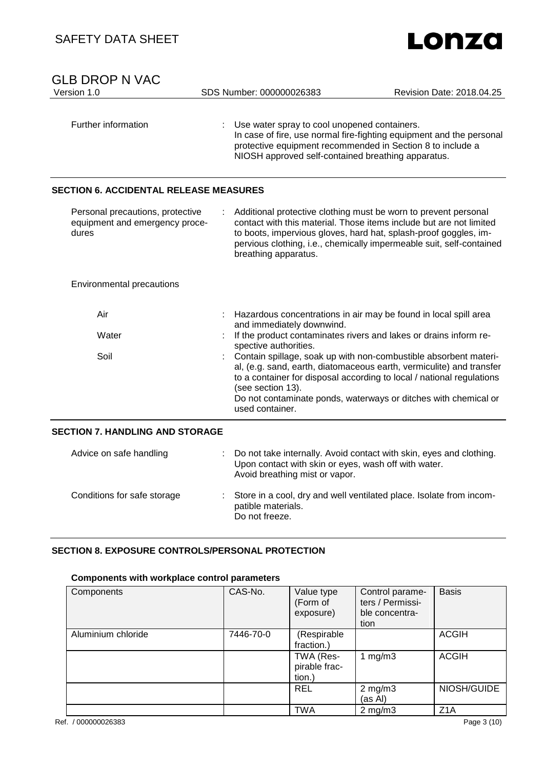| | | |
|---|---|---|
| Further information | : | Use water spray to cool unopened containers.<br>In case of fire, use normal fire-fighting equipment and the personal protective equipment recommended in Section 8 to include a NIOSH approved self-contained breathing apparatus. |

## SECTION 6. ACCIDENTAL RELEASE MEASURES

| | | |
|---|---|---|
| Personal precautions, protective equipment and emergency procedures | : | Additional protective clothing must be worn to prevent personal contact with this material. Those items include but are not limited to boots, impervious gloves, hard hat, splash-proof goggles, impervious clothing, i.e., chemically impermeable suit, self-contained breathing apparatus. |

Environmental precautions

| | | |
|---|---|---|
| Air | : | Hazardous concentrations in air may be found in local spill area and immediately downwind. |
| Water | : | If the product contaminates rivers and lakes or drains inform respective authorities. |
| Soil | : | Contain spillage, soak up with non-combustible absorbent material, (e.g. sand, earth, diatomaceous earth, vermiculite) and transfer to a container for disposal according to local / national regulations (see section 13).<br>Do not contaminate ponds, waterways or ditches with chemical or used container. |

## SECTION 7. HANDLING AND STORAGE

| | | |
|---|---|---|
| Advice on safe handling | : | Do not take internally. Avoid contact with skin, eyes and clothing. Upon contact with skin or eyes, wash off with water.<br>Avoid breathing mist or vapor. |
| Conditions for safe storage | : | Store in a cool, dry and well ventilated place. Isolate from incompatible materials.<br>Do not freeze. |

## SECTION 8. EXPOSURE CONTROLS/PERSONAL PROTECTION

**Components with workplace control parameters**

| Components | CAS-No. | Value type (Form of exposure) | Control parameters / Permissible concentration | Basis |
|---|---|---|---|---|
| Aluminium chloride | 7446-70-0 | (Respirable fraction.) | | ACGIH |
| | | TWA (Respirable fraction.) | 1 mg/m3 | ACGIH |
| | | REL | 2 mg/m3 (as Al) | NIOSH/GUIDE |
| | | TWA | 2 mg/m3 | Z1A |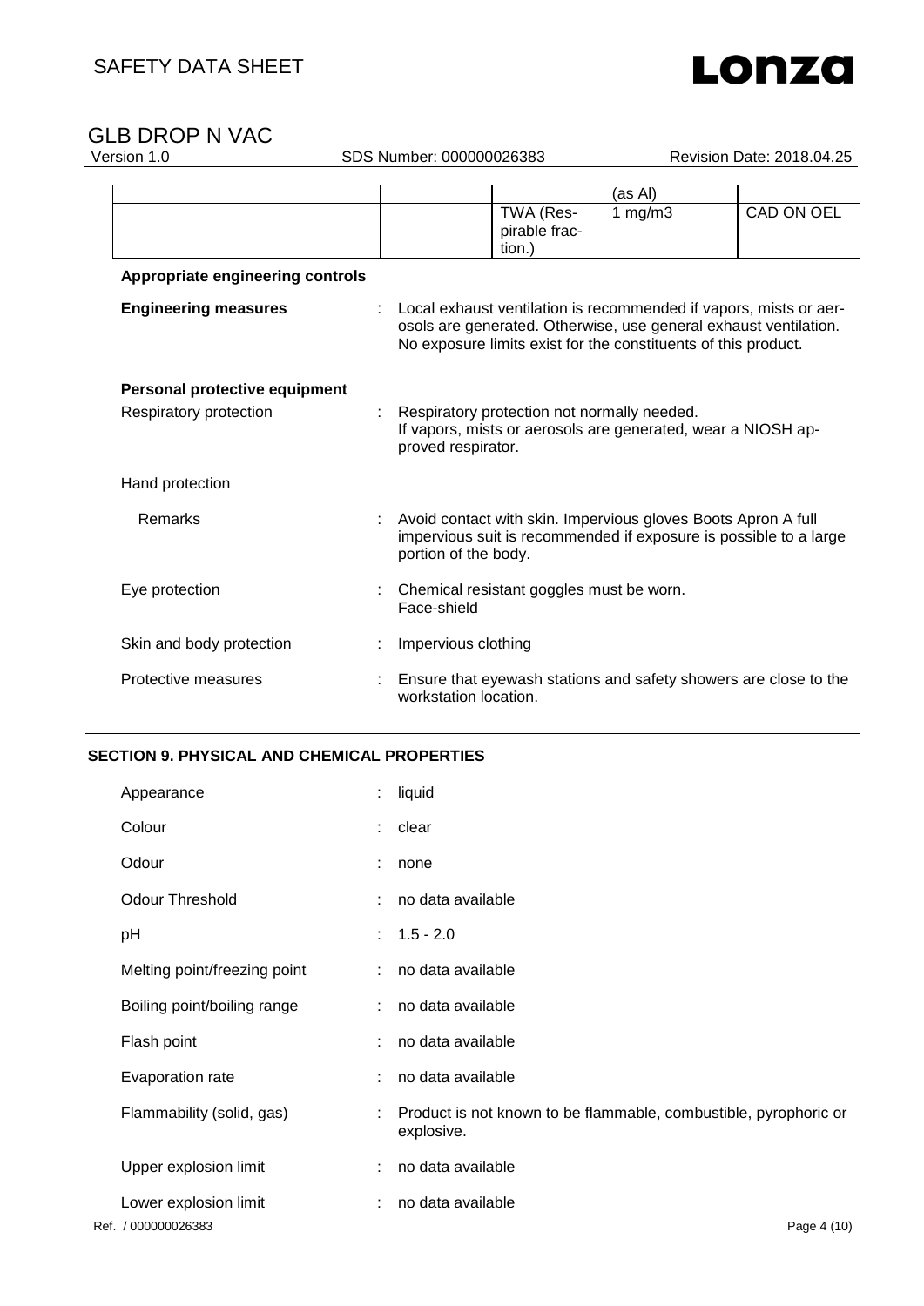|  |  |  | (as Al) |  |
|---|---|---|---|---|
|  |  | TWA (Respirable fraction.) | 1 mg/m3 | CAD ON OEL |

**Appropriate engineering controls**

**Engineering measures** : Local exhaust ventilation is recommended if vapors, mists or aerosols are generated. Otherwise, use general exhaust ventilation. No exposure limits exist for the constituents of this product.

**Personal protective equipment**

Respiratory protection : Respiratory protection not normally needed. If vapors, mists or aerosols are generated, wear a NIOSH approved respirator.

Hand protection

Remarks : Avoid contact with skin. Impervious gloves Boots Apron A full impervious suit is recommended if exposure is possible to a large portion of the body.

Eye protection : Chemical resistant goggles must be worn. Face-shield

Skin and body protection : Impervious clothing

Protective measures : Ensure that eyewash stations and safety showers are close to the workstation location.

## SECTION 9. PHYSICAL AND CHEMICAL PROPERTIES

Appearance : liquid

Colour : clear

Odour : none

Odour Threshold : no data available

pH : 1.5 - 2.0

Melting point/freezing point : no data available

Boiling point/boiling range : no data available

Flash point : no data available

Evaporation rate : no data available

Flammability (solid, gas) : Product is not known to be flammable, combustible, pyrophoric or explosive.

Upper explosion limit : no data available

Lower explosion limit : no data available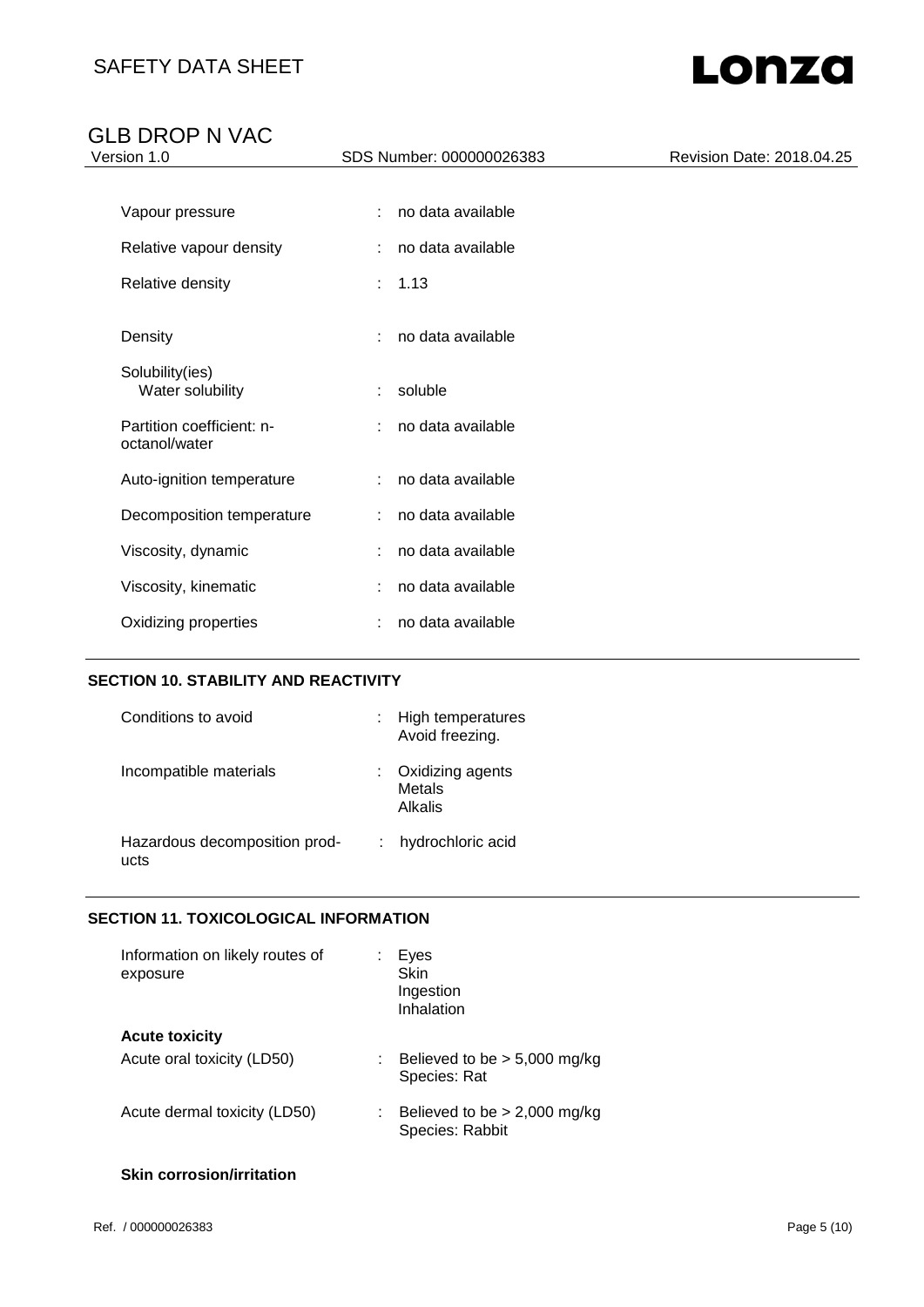| | | |
|---|---|---|
| Vapour pressure | : | no data available |
| Relative vapour density | : | no data available |
| Relative density | : | 1.13 |
| Density | : | no data available |
| Solubility(ies)<br>Water solubility | : | soluble |
| Partition coefficient: n-octanol/water | : | no data available |
| Auto-ignition temperature | : | no data available |
| Decomposition temperature | : | no data available |
| Viscosity, dynamic | : | no data available |
| Viscosity, kinematic | : | no data available |
| Oxidizing properties | : | no data available |

## SECTION 10. STABILITY AND REACTIVITY

| | | |
|---|---|---|
| Conditions to avoid | : | High temperatures<br>Avoid freezing. |
| Incompatible materials | : | Oxidizing agents<br>Metals<br>Alkalis |
| Hazardous decomposition products | : | hydrochloric acid |

## SECTION 11. TOXICOLOGICAL INFORMATION

| | | |
|---|---|---|
| Information on likely routes of exposure | : | Eyes<br>Skin<br>Ingestion<br>Inhalation |

**Acute toxicity**

| | | |
|---|---|---|
| Acute oral toxicity (LD50) | : | Believed to be > 5,000 mg/kg<br>Species: Rat |
| Acute dermal toxicity (LD50) | : | Believed to be > 2,000 mg/kg<br>Species: Rabbit |

**Skin corrosion/irritation**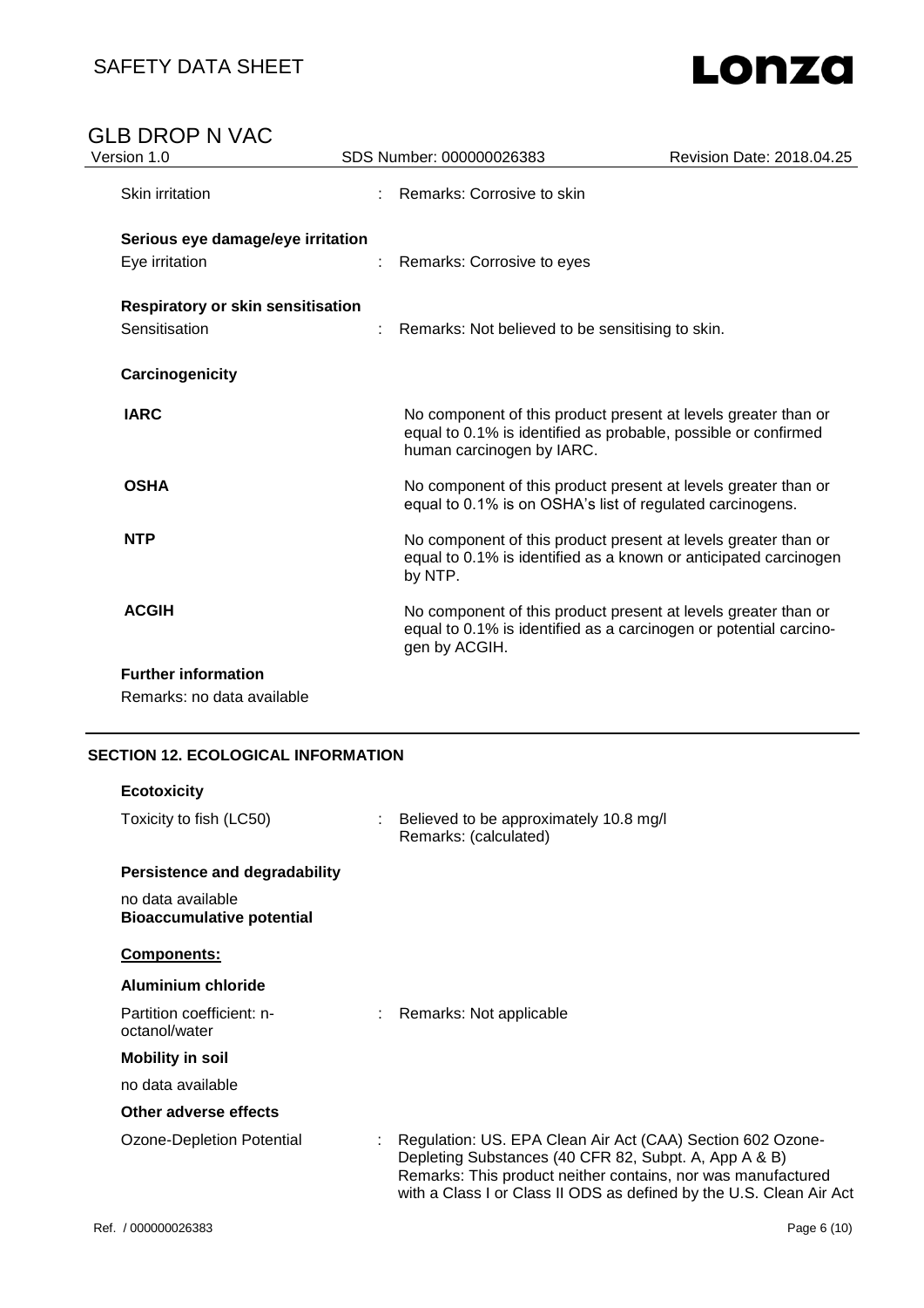| | | |
|---|---|---|
| Skin irritation | : | Remarks: Corrosive to skin |

**Serious eye damage/eye irritation**

| | | |
|---|---|---|
| Eye irritation | : | Remarks: Corrosive to eyes |

**Respiratory or skin sensitisation**

| | | |
|---|---|---|
| Sensitisation | : | Remarks: Not believed to be sensitising to skin. |

**Carcinogenicity**

| | |
|---|---|
| **IARC** | No component of this product present at levels greater than or equal to 0.1% is identified as probable, possible or confirmed human carcinogen by IARC. |
| **OSHA** | No component of this product present at levels greater than or equal to 0.1% is on OSHA's list of regulated carcinogens. |
| **NTP** | No component of this product present at levels greater than or equal to 0.1% is identified as a known or anticipated carcinogen by NTP. |
| **ACGIH** | No component of this product present at levels greater than or equal to 0.1% is identified as a carcinogen or potential carcinogen by ACGIH. |

**Further information**

Remarks: no data available

## SECTION 12. ECOLOGICAL INFORMATION

**Ecotoxicity**

| | | |
|---|---|---|
| Toxicity to fish (LC50) | : | Believed to be approximately 10.8 mg/l<br>Remarks: (calculated) |

**Persistence and degradability**

no data available

**Bioaccumulative potential**

**Components:**

**Aluminium chloride**

| | | |
|---|---|---|
| Partition coefficient: n-octanol/water | : | Remarks: Not applicable |

**Mobility in soil**

no data available

**Other adverse effects**

| | | |
|---|---|---|
| Ozone-Depletion Potential | : | Regulation: US. EPA Clean Air Act (CAA) Section 602 Ozone-Depleting Substances (40 CFR 82, Subpt. A, App A & B)<br>Remarks: This product neither contains, nor was manufactured with a Class I or Class II ODS as defined by the U.S. Clean Air Act |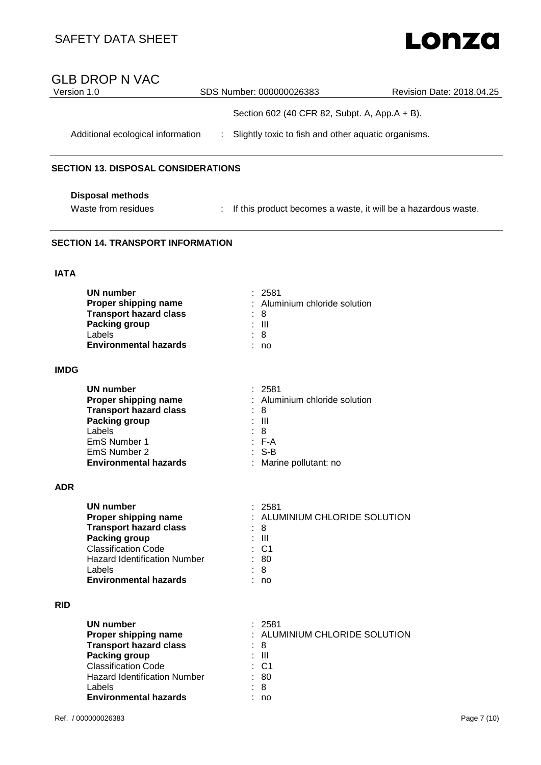Section 602 (40 CFR 82, Subpt. A, App.A + B).

Additional ecological information : Slightly toxic to fish and other aquatic organisms.

## SECTION 13. DISPOSAL CONSIDERATIONS

**Disposal methods**

Waste from residues : If this product becomes a waste, it will be a hazardous waste.

## SECTION 14. TRANSPORT INFORMATION

### IATA

| | |
|---|---|
| **UN number** | : 2581 |
| **Proper shipping name** | : Aluminium chloride solution |
| **Transport hazard class** | : 8 |
| **Packing group** | : III |
| Labels | : 8 |
| **Environmental hazards** | : no |

### IMDG

| | |
|---|---|
| **UN number** | : 2581 |
| **Proper shipping name** | : Aluminium chloride solution |
| **Transport hazard class** | : 8 |
| **Packing group** | : III |
| Labels | : 8 |
| EmS Number 1 | : F-A |
| EmS Number 2 | : S-B |
| **Environmental hazards** | : Marine pollutant: no |

### ADR

| | |
|---|---|
| **UN number** | : 2581 |
| **Proper shipping name** | : ALUMINIUM CHLORIDE SOLUTION |
| **Transport hazard class** | : 8 |
| **Packing group** | : III |
| Classification Code | : C1 |
| Hazard Identification Number | : 80 |
| Labels | : 8 |
| **Environmental hazards** | : no |

### RID

| | |
|---|---|
| **UN number** | : 2581 |
| **Proper shipping name** | : ALUMINIUM CHLORIDE SOLUTION |
| **Transport hazard class** | : 8 |
| **Packing group** | : III |
| Classification Code | : C1 |
| Hazard Identification Number | : 80 |
| Labels | : 8 |
| **Environmental hazards** | : no |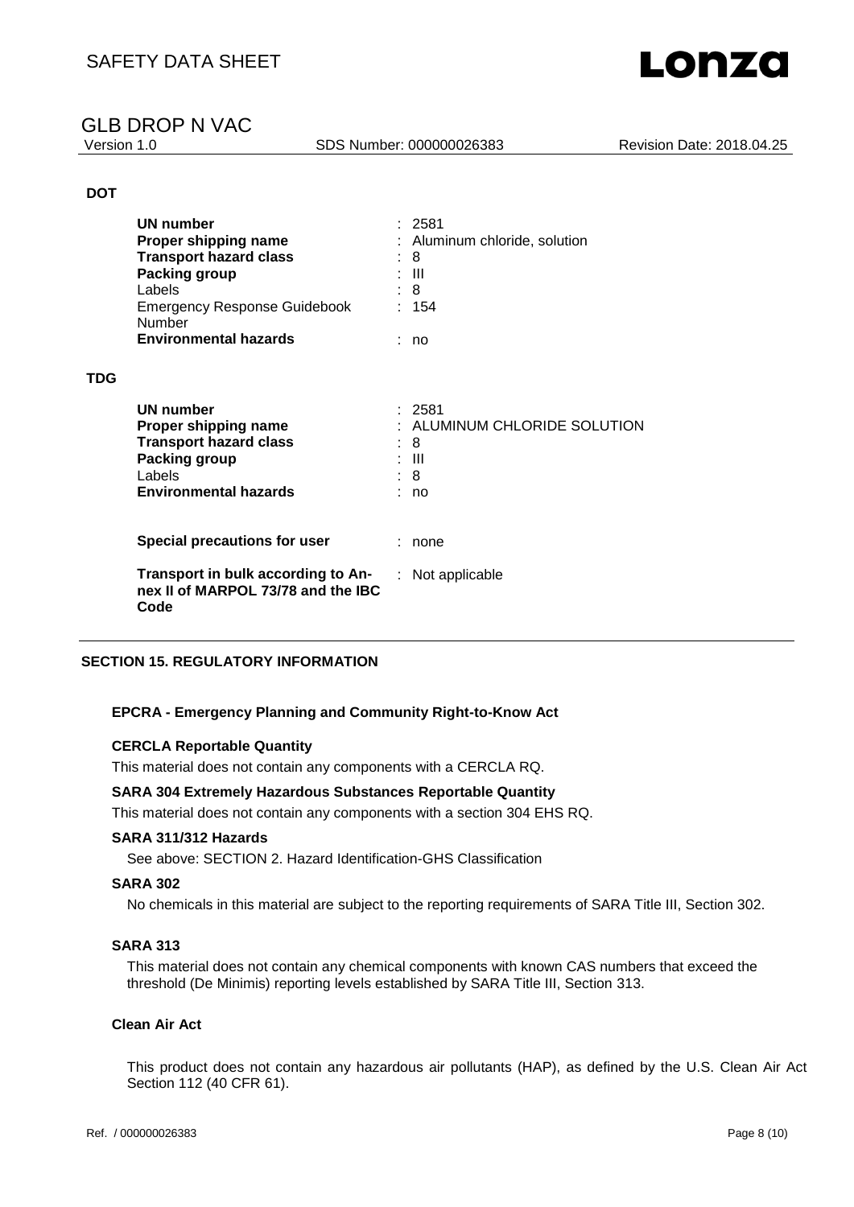**DOT**

| | |
|---|---|
| **UN number** | : 2581 |
| **Proper shipping name** | : Aluminum chloride, solution |
| **Transport hazard class** | : 8 |
| **Packing group** | : III |
| Labels | : 8 |
| Emergency Response Guidebook Number | : 154 |
| **Environmental hazards** | : no |

**TDG**

| | |
|---|---|
| **UN number** | : 2581 |
| **Proper shipping name** | : ALUMINUM CHLORIDE SOLUTION |
| **Transport hazard class** | : 8 |
| **Packing group** | : III |
| Labels | : 8 |
| **Environmental hazards** | : no |

| | |
|---|---|
| **Special precautions for user** | : none |
| **Transport in bulk according to Annex II of MARPOL 73/78 and the IBC Code** | : Not applicable |

## SECTION 15. REGULATORY INFORMATION

**EPCRA - Emergency Planning and Community Right-to-Know Act**

**CERCLA Reportable Quantity**

This material does not contain any components with a CERCLA RQ.

**SARA 304 Extremely Hazardous Substances Reportable Quantity**

This material does not contain any components with a section 304 EHS RQ.

**SARA 311/312 Hazards**

See above: SECTION 2. Hazard Identification-GHS Classification

**SARA 302**

No chemicals in this material are subject to the reporting requirements of SARA Title III, Section 302.

**SARA 313**

This material does not contain any chemical components with known CAS numbers that exceed the threshold (De Minimis) reporting levels established by SARA Title III, Section 313.

**Clean Air Act**

This product does not contain any hazardous air pollutants (HAP), as defined by the U.S. Clean Air Act Section 112 (40 CFR 61).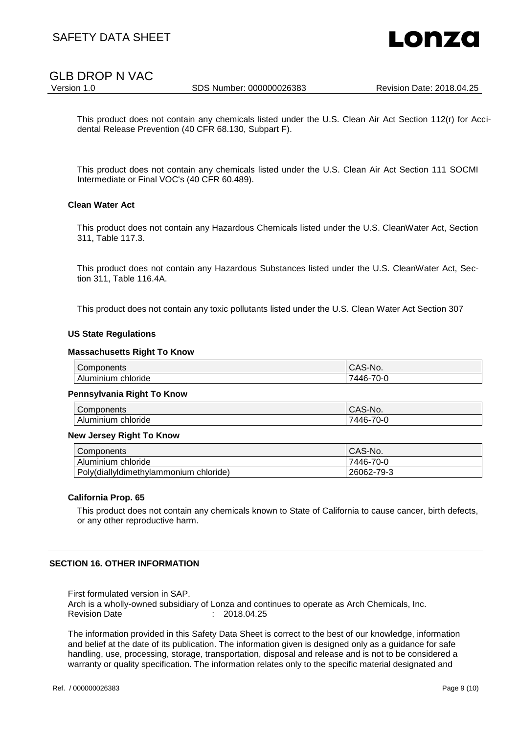This product does not contain any chemicals listed under the U.S. Clean Air Act Section 112(r) for Accidental Release Prevention (40 CFR 68.130, Subpart F).

This product does not contain any chemicals listed under the U.S. Clean Air Act Section 111 SOCMI Intermediate or Final VOC's (40 CFR 60.489).

**Clean Water Act**

This product does not contain any Hazardous Chemicals listed under the U.S. CleanWater Act, Section 311, Table 117.3.

This product does not contain any Hazardous Substances listed under the U.S. CleanWater Act, Section 311, Table 116.4A.

This product does not contain any toxic pollutants listed under the U.S. Clean Water Act Section 307

**US State Regulations**

**Massachusetts Right To Know**

| Components | CAS-No. |
|---|---|
| Aluminium chloride | 7446-70-0 |

**Pennsylvania Right To Know**

| Components | CAS-No. |
|---|---|
| Aluminium chloride | 7446-70-0 |

**New Jersey Right To Know**

| Components | CAS-No. |
|---|---|
| Aluminium chloride | 7446-70-0 |
| Poly(diallyldimethylammonium chloride) | 26062-79-3 |

**California Prop. 65**

This product does not contain any chemicals known to State of California to cause cancer, birth defects, or any other reproductive harm.

## SECTION 16. OTHER INFORMATION

First formulated version in SAP.
Arch is a wholly-owned subsidiary of Lonza and continues to operate as Arch Chemicals, Inc.
Revision Date : 2018.04.25

The information provided in this Safety Data Sheet is correct to the best of our knowledge, information and belief at the date of its publication. The information given is designed only as a guidance for safe handling, use, processing, storage, transportation, disposal and release and is not to be considered a warranty or quality specification. The information relates only to the specific material designated and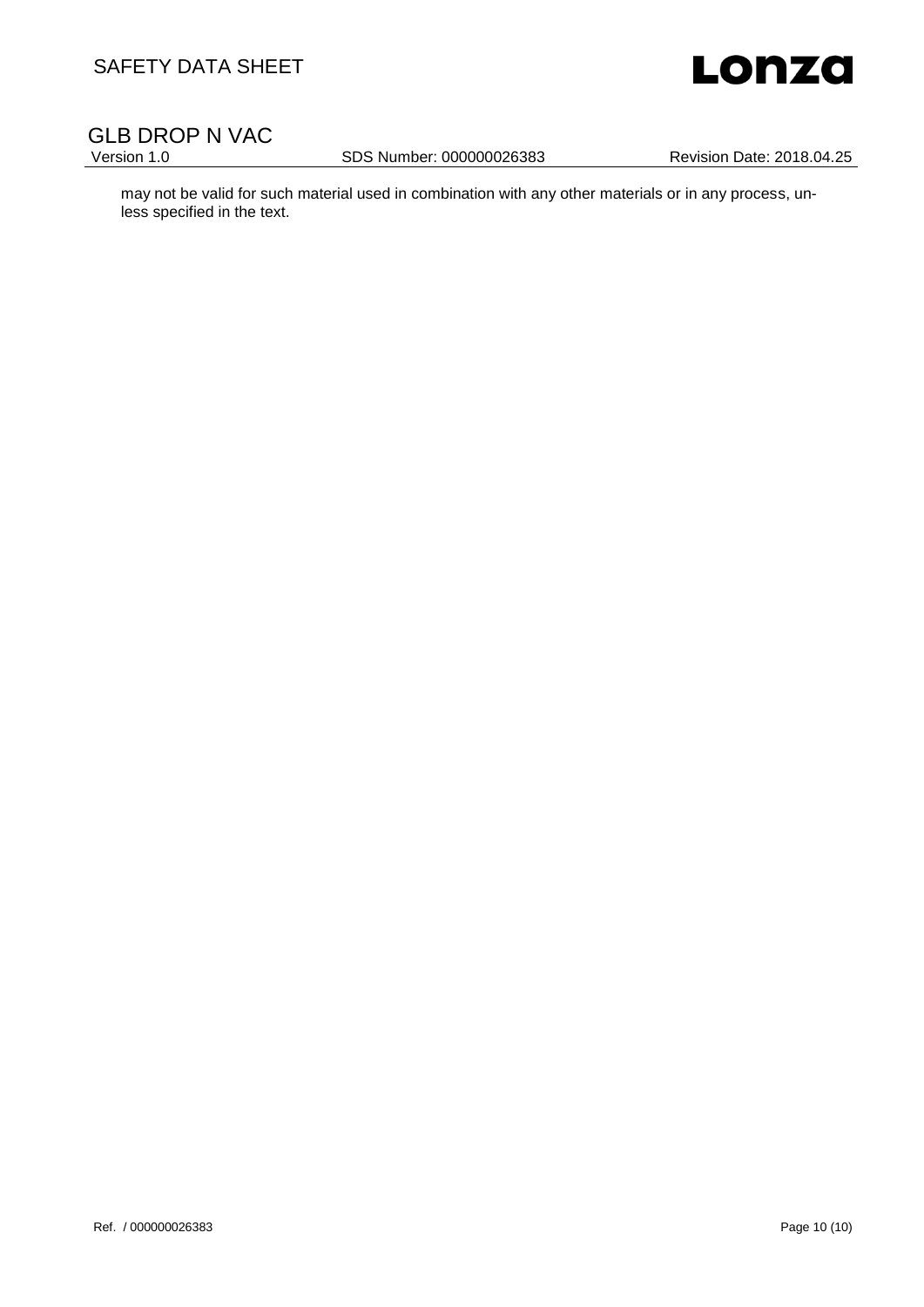may not be valid for such material used in combination with any other materials or in any process, unless specified in the text.